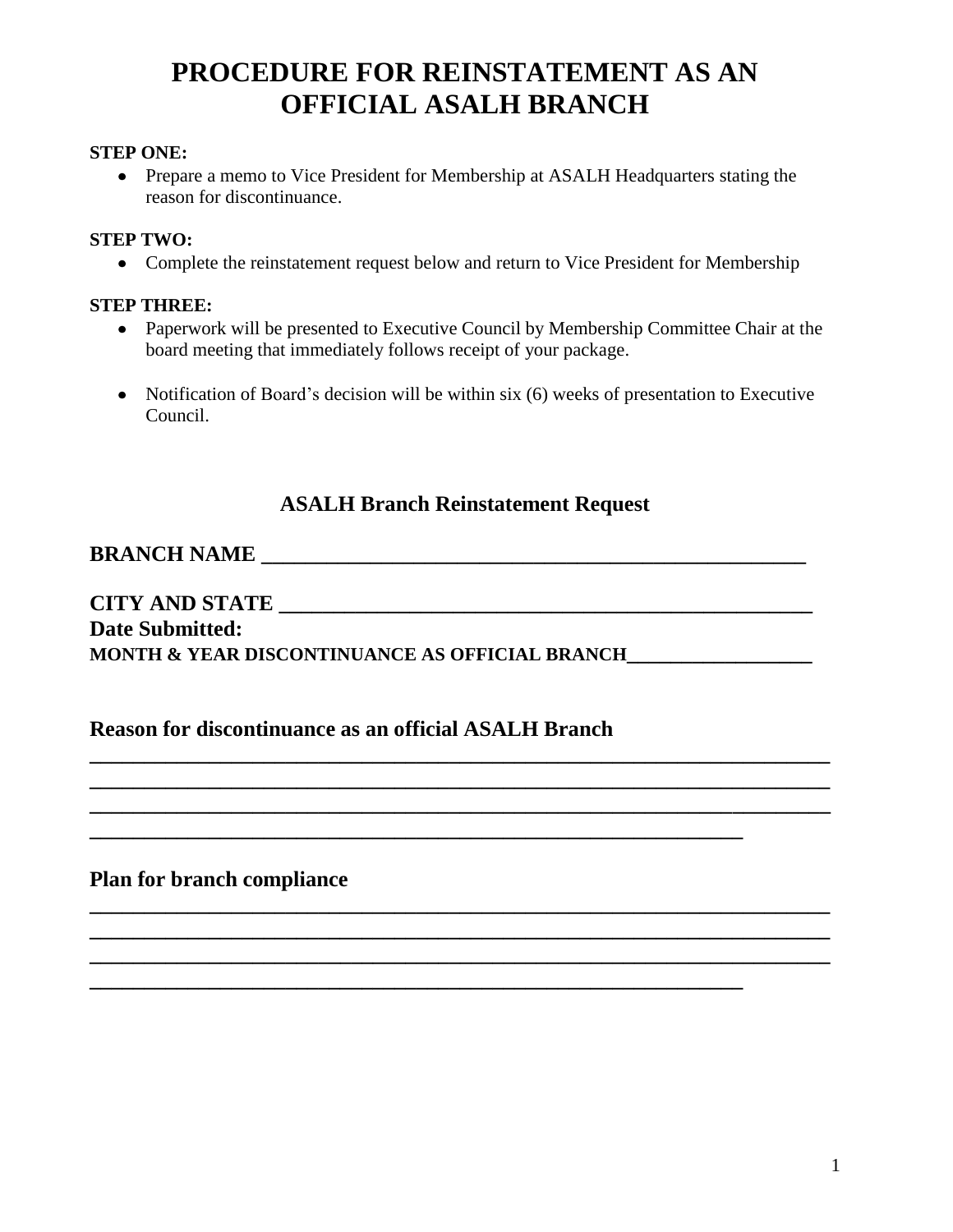# PROCEDURE FOR REINSTATEMENT AS AN OFFICIAL ASALH BRANCH

**STEP ONE:**

- Prepare a memo to Vice President for Membership at ASALH Headquarters stating the reason for discontinuance.

**STEP TWO:**

- Complete the reinstatement request below and return to Vice President for Membership

**STEP THREE:**

- Paperwork will be presented to Executive Council by Membership Committee Chair at the board meeting that immediately follows receipt of your package.
- Notification of Board's decision will be within six (6) weeks of presentation to Executive Council.

## ASALH Branch Reinstatement Request

**BRANCH NAME ____________________________________________________**

**CITY AND STATE ___________________________________________________**

**Date Submitted:**

**MONTH & YEAR DISCONTINUANCE AS OFFICIAL BRANCH___________________**

**Reason for discontinuance as an official ASALH Branch**

**________________________________________________________________________**
**________________________________________________________________________**
**________________________________________________________________________**
**______________________________________________________________**

**Plan for branch compliance**

**________________________________________________________________________**
**________________________________________________________________________**
**________________________________________________________________________**
**______________________________________________________________**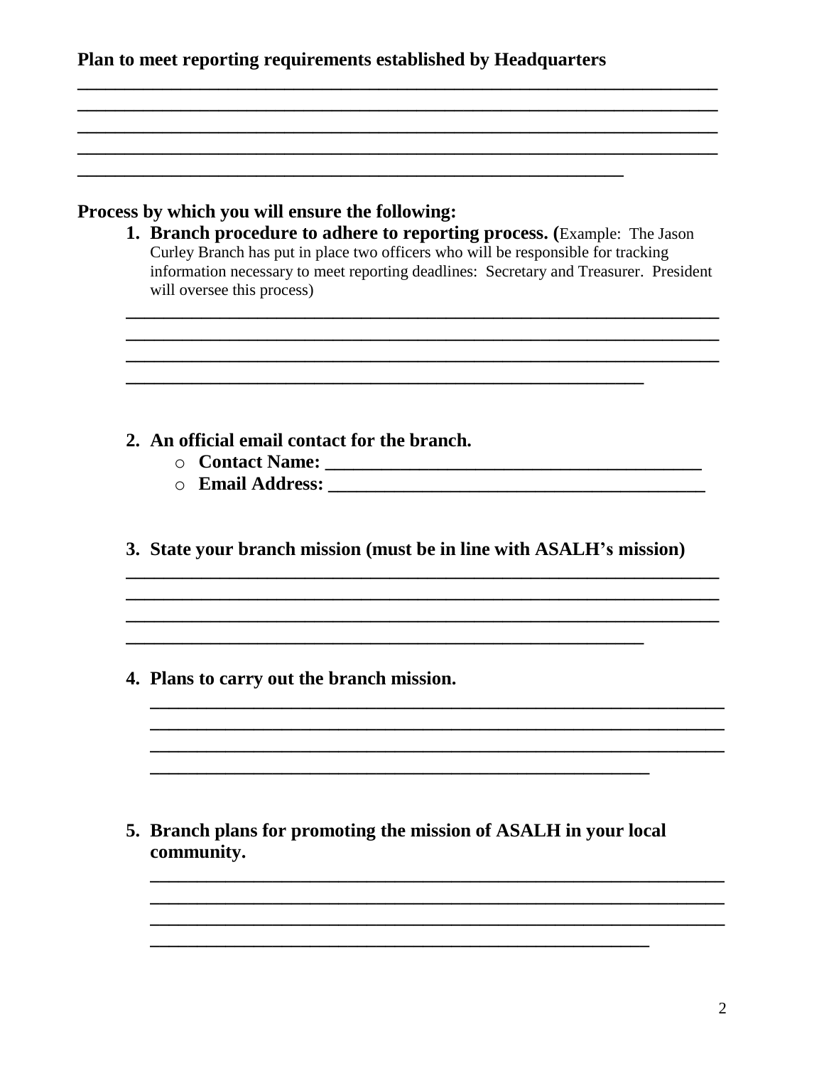**Plan to meet reporting requirements established by Headquarters**

______________________________________________________________________
______________________________________________________________________
______________________________________________________________________
______________________________________________________________________
___________________________________________________________

**Process by which you will ensure the following:**

1. **Branch procedure to adhere to reporting process. (**Example: The Jason Curley Branch has put in place two officers who will be responsible for tracking information necessary to meet reporting deadlines: Secretary and Treasurer. President will oversee this process)

   ______________________________________________________________________
   ______________________________________________________________________
   ______________________________________________________________________
   ________________________________________________________

2. **An official email contact for the branch.**
   - **Contact Name: ________________________________________**
   - **Email Address: ________________________________________**

3. **State your branch mission (must be in line with ASALH's mission)**

   ______________________________________________________________________
   ______________________________________________________________________
   ______________________________________________________________________
   ________________________________________________________

4. **Plans to carry out the branch mission.**

   ______________________________________________________________________
   ______________________________________________________________________
   ______________________________________________________________________
   ________________________________________________________

5. **Branch plans for promoting the mission of ASALH in your local community.**

   ______________________________________________________________________
   ______________________________________________________________________
   ______________________________________________________________________
   ________________________________________________________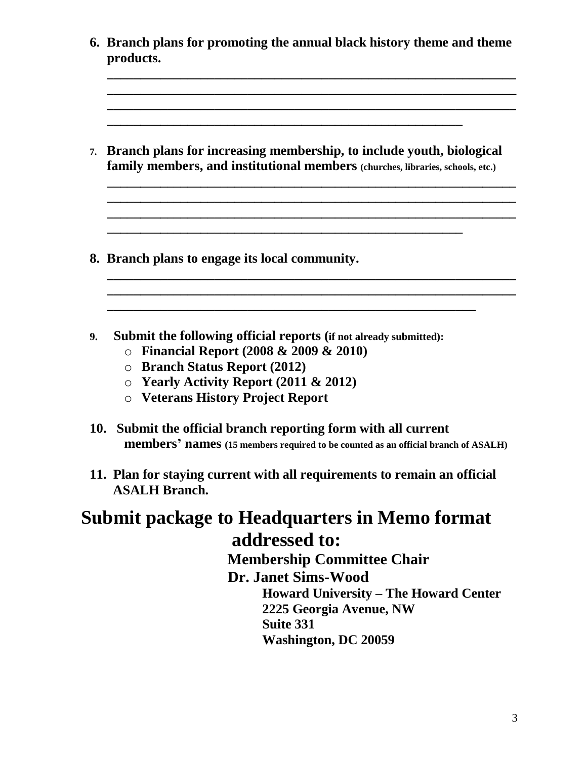6. **Branch plans for promoting the annual black history theme and theme products.**

____________________________________________________________
____________________________________________________________
____________________________________________________________
____________________________________________________

7. **Branch plans for increasing membership, to include youth, biological family members, and institutional members (churches, libraries, schools, etc.)**

____________________________________________________________
____________________________________________________________
____________________________________________________________
____________________________________________________

8. **Branch plans to engage its local community.**

____________________________________________________________
____________________________________________________________
______________________________________________________

9. **Submit the following official reports (if not already submitted):**
   - **Financial Report (2008 & 2009 & 2010)**
   - **Branch Status Report (2012)**
   - **Yearly Activity Report (2011 & 2012)**
   - **Veterans History Project Report**

10. **Submit the official branch reporting form with all current members' names (15 members required to be counted as an official branch of ASALH)**

11. **Plan for staying current with all requirements to remain an official ASALH Branch.**

# Submit package to Headquarters in Memo format addressed to:

**Membership Committee Chair**
**Dr. Janet Sims-Wood**

**Howard University – The Howard Center**
**2225 Georgia Avenue, NW**
**Suite 331**
**Washington, DC 20059**